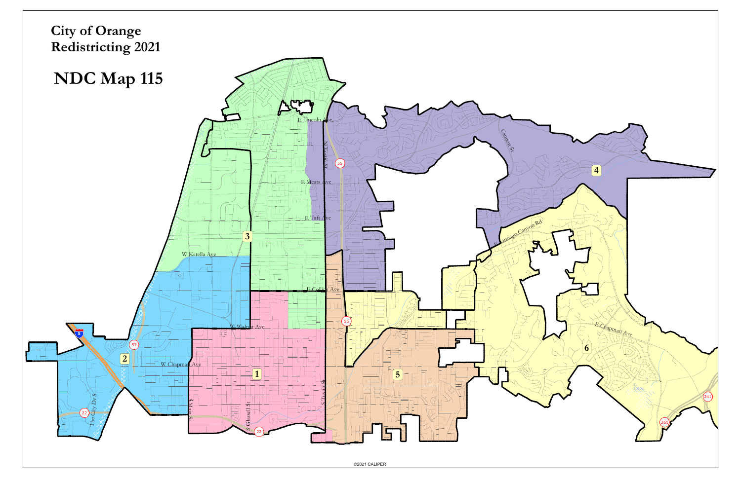# City of Orange
# Redistricting 2021

# NDC Map 115

©2021 CALIPER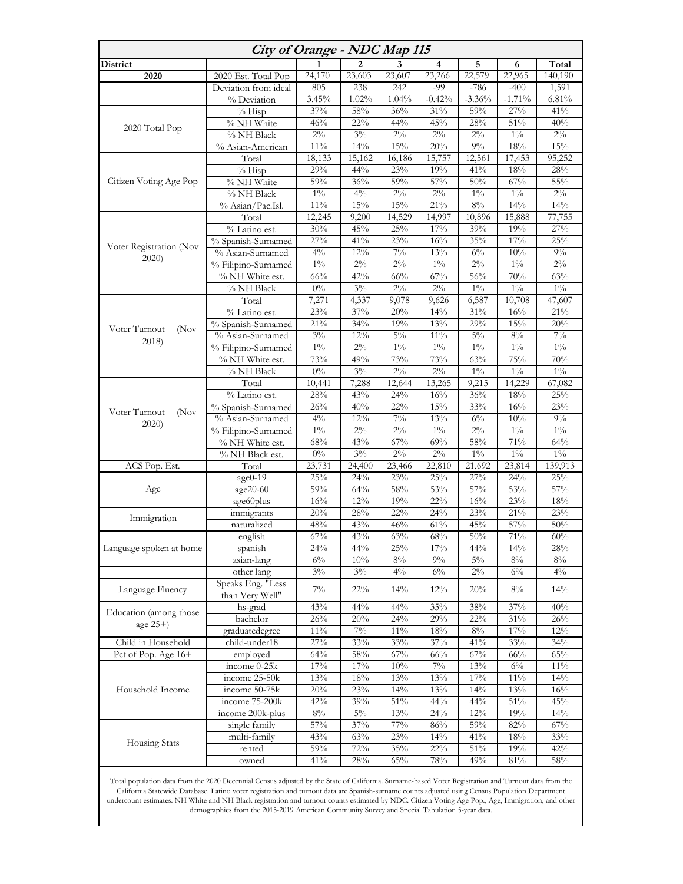## *City of Orange - NDC Map 115*

| District | | 1 | 2 | 3 | 4 | 5 | 6 | Total |
|---|---|---|---|---|---|---|---|---|
| 2020 | 2020 Est. Total Pop | 24,170 | 23,603 | 23,607 | 23,266 | 22,579 | 22,965 | 140,190 |
| | Deviation from ideal | 805 | 238 | 242 | -99 | -786 | -400 | 1,591 |
| | % Deviation | 3.45% | 1.02% | 1.04% | -0.42% | -3.36% | -1.71% | 6.81% |
| 2020 Total Pop | % Hisp | 37% | 58% | 36% | 31% | 59% | 27% | 41% |
| | % NH White | 46% | 22% | 44% | 45% | 28% | 51% | 40% |
| | % NH Black | 2% | 3% | 2% | 2% | 2% | 1% | 2% |
| | % Asian-American | 11% | 14% | 15% | 20% | 9% | 18% | 15% |
| Citizen Voting Age Pop | Total | 18,133 | 15,162 | 16,186 | 15,757 | 12,561 | 17,453 | 95,252 |
| | % Hisp | 29% | 44% | 23% | 19% | 41% | 18% | 28% |
| | % NH White | 59% | 36% | 59% | 57% | 50% | 67% | 55% |
| | % NH Black | 1% | 4% | 2% | 2% | 1% | 1% | 2% |
| | % Asian/Pac.Isl. | 11% | 15% | 15% | 21% | 8% | 14% | 14% |
| Voter Registration (Nov 2020) | Total | 12,245 | 9,200 | 14,529 | 14,997 | 10,896 | 15,888 | 77,755 |
| | % Latino est. | 30% | 45% | 25% | 17% | 39% | 19% | 27% |
| | % Spanish-Surnamed | 27% | 41% | 23% | 16% | 35% | 17% | 25% |
| | % Asian-Surnamed | 4% | 12% | 7% | 13% | 6% | 10% | 9% |
| | % Filipino-Surnamed | 1% | 2% | 2% | 1% | 2% | 1% | 2% |
| | % NH White est. | 66% | 42% | 66% | 67% | 56% | 70% | 63% |
| | % NH Black | 0% | 3% | 2% | 2% | 1% | 1% | 1% |
| Voter Turnout (Nov 2018) | Total | 7,271 | 4,337 | 9,078 | 9,626 | 6,587 | 10,708 | 47,607 |
| | % Latino est. | 23% | 37% | 20% | 14% | 31% | 16% | 21% |
| | % Spanish-Surnamed | 21% | 34% | 19% | 13% | 29% | 15% | 20% |
| | % Asian-Surnamed | 3% | 12% | 5% | 11% | 5% | 8% | 7% |
| | % Filipino-Surnamed | 1% | 2% | 1% | 1% | 1% | 1% | 1% |
| | % NH White est. | 73% | 49% | 73% | 73% | 63% | 75% | 70% |
| | % NH Black | 0% | 3% | 2% | 2% | 1% | 1% | 1% |
| Voter Turnout (Nov 2020) | Total | 10,441 | 7,288 | 12,644 | 13,265 | 9,215 | 14,229 | 67,082 |
| | % Latino est. | 28% | 43% | 24% | 16% | 36% | 18% | 25% |
| | % Spanish-Surnamed | 26% | 40% | 22% | 15% | 33% | 16% | 23% |
| | % Asian-Surnamed | 4% | 12% | 7% | 13% | 6% | 10% | 9% |
| | % Filipino-Surnamed | 1% | 2% | 2% | 1% | 2% | 1% | 1% |
| | % NH White est. | 68% | 43% | 67% | 69% | 58% | 71% | 64% |
| | % NH Black est. | 0% | 3% | 2% | 2% | 1% | 1% | 1% |
| ACS Pop. Est. | Total | 23,731 | 24,400 | 23,466 | 22,810 | 21,692 | 23,814 | 139,913 |
| Age | age0-19 | 25% | 24% | 23% | 25% | 27% | 24% | 25% |
| | age20-60 | 59% | 64% | 58% | 53% | 57% | 53% | 57% |
| | age60plus | 16% | 12% | 19% | 22% | 16% | 23% | 18% |
| Immigration | immigrants | 20% | 28% | 22% | 24% | 23% | 21% | 23% |
| | naturalized | 48% | 43% | 46% | 61% | 45% | 57% | 50% |
| Language spoken at home | english | 67% | 43% | 63% | 68% | 50% | 71% | 60% |
| | spanish | 24% | 44% | 25% | 17% | 44% | 14% | 28% |
| | asian-lang | 6% | 10% | 8% | 9% | 5% | 8% | 8% |
| | other lang | 3% | 3% | 4% | 6% | 2% | 6% | 4% |
| Language Fluency | Speaks Eng. "Less than Very Well" | 7% | 22% | 14% | 12% | 20% | 8% | 14% |
| Education (among those age 25+) | hs-grad | 43% | 44% | 44% | 35% | 38% | 37% | 40% |
| | bachelor | 26% | 20% | 24% | 29% | 22% | 31% | 26% |
| | graduatedegree | 11% | 7% | 11% | 18% | 8% | 17% | 12% |
| Child in Household | child-under18 | 27% | 33% | 33% | 37% | 41% | 33% | 34% |
| Pct of Pop. Age 16+ | employed | 64% | 58% | 67% | 66% | 67% | 66% | 65% |
| Household Income | income 0-25k | 17% | 17% | 10% | 7% | 13% | 6% | 11% |
| | income 25-50k | 13% | 18% | 13% | 13% | 17% | 11% | 14% |
| | income 50-75k | 20% | 23% | 14% | 13% | 14% | 13% | 16% |
| | income 75-200k | 42% | 39% | 51% | 44% | 44% | 51% | 45% |
| | income 200k-plus | 8% | 5% | 13% | 24% | 12% | 19% | 14% |
| Housing Stats | single family | 57% | 37% | 77% | 86% | 59% | 82% | 67% |
| | multi-family | 43% | 63% | 23% | 14% | 41% | 18% | 33% |
| | rented | 59% | 72% | 35% | 22% | 51% | 19% | 42% |
| | owned | 41% | 28% | 65% | 78% | 49% | 81% | 58% |

Total population data from the 2020 Decennial Census adjusted by the State of California. Surname-based Voter Registration and Turnout data from the California Statewide Database. Latino voter registration and turnout data are Spanish-surname counts adjusted using Census Population Department undercount estimates. NH White and NH Black registration and turnout counts estimated by NDC. Citizen Voting Age Pop., Age, Immigration, and other demographics from the 2015-2019 American Community Survey and Special Tabulation 5-year data.